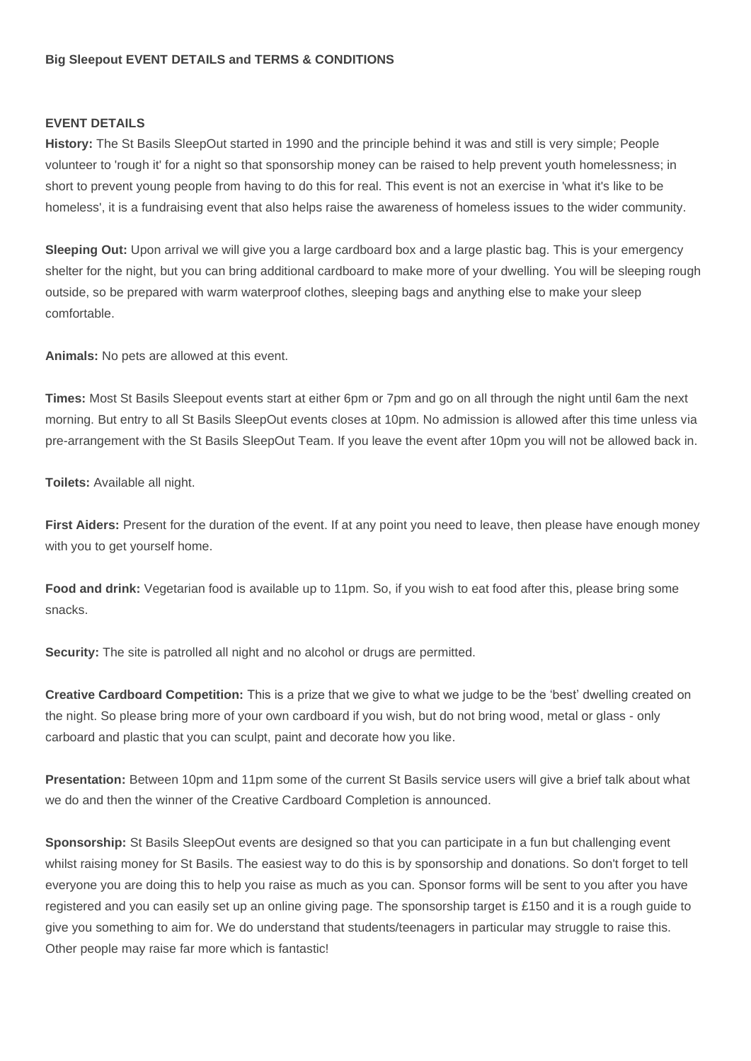**Big Sleepout EVENT DETAILS and TERMS & CONDITIONS**

**EVENT DETAILS**

**History:** The St Basils SleepOut started in 1990 and the principle behind it was and still is very simple; People volunteer to 'rough it' for a night so that sponsorship money can be raised to help prevent youth homelessness; in short to prevent young people from having to do this for real. This event is not an exercise in 'what it's like to be homeless', it is a fundraising event that also helps raise the awareness of homeless issues to the wider community.

**Sleeping Out:** Upon arrival we will give you a large cardboard box and a large plastic bag. This is your emergency shelter for the night, but you can bring additional cardboard to make more of your dwelling. You will be sleeping rough outside, so be prepared with warm waterproof clothes, sleeping bags and anything else to make your sleep comfortable.

**Animals:** No pets are allowed at this event.

**Times:** Most St Basils Sleepout events start at either 6pm or 7pm and go on all through the night until 6am the next morning. But entry to all St Basils SleepOut events closes at 10pm. No admission is allowed after this time unless via pre-arrangement with the St Basils SleepOut Team. If you leave the event after 10pm you will not be allowed back in.

**Toilets:** Available all night.

**First Aiders:** Present for the duration of the event. If at any point you need to leave, then please have enough money with you to get yourself home.

**Food and drink:** Vegetarian food is available up to 11pm. So, if you wish to eat food after this, please bring some snacks.

**Security:** The site is patrolled all night and no alcohol or drugs are permitted.

**Creative Cardboard Competition:** This is a prize that we give to what we judge to be the 'best' dwelling created on the night. So please bring more of your own cardboard if you wish, but do not bring wood, metal or glass - only carboard and plastic that you can sculpt, paint and decorate how you like.

**Presentation:** Between 10pm and 11pm some of the current St Basils service users will give a brief talk about what we do and then the winner of the Creative Cardboard Completion is announced.

**Sponsorship:** St Basils SleepOut events are designed so that you can participate in a fun but challenging event whilst raising money for St Basils. The easiest way to do this is by sponsorship and donations. So don't forget to tell everyone you are doing this to help you raise as much as you can. Sponsor forms will be sent to you after you have registered and you can easily set up an online giving page. The sponsorship target is £150 and it is a rough guide to give you something to aim for. We do understand that students/teenagers in particular may struggle to raise this. Other people may raise far more which is fantastic!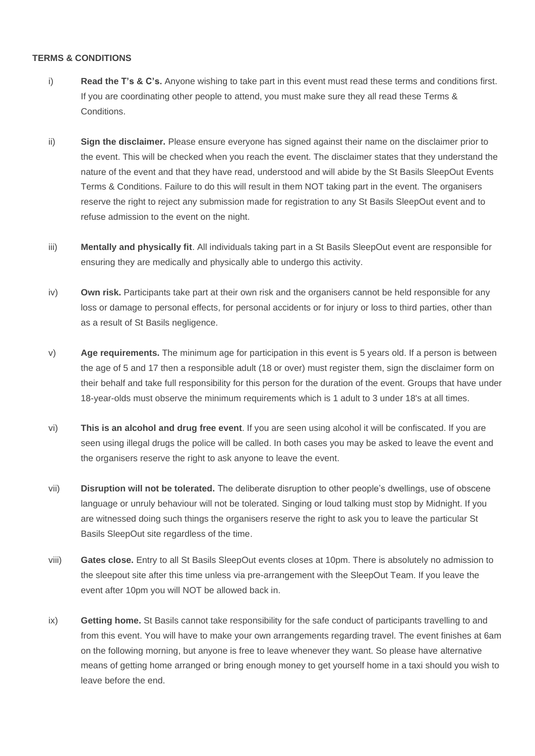**TERMS & CONDITIONS**

i) **Read the T's & C's.** Anyone wishing to take part in this event must read these terms and conditions first. If you are coordinating other people to attend, you must make sure they all read these Terms & Conditions.

ii) **Sign the disclaimer.** Please ensure everyone has signed against their name on the disclaimer prior to the event. This will be checked when you reach the event. The disclaimer states that they understand the nature of the event and that they have read, understood and will abide by the St Basils SleepOut Events Terms & Conditions. Failure to do this will result in them NOT taking part in the event. The organisers reserve the right to reject any submission made for registration to any St Basils SleepOut event and to refuse admission to the event on the night.

iii) **Mentally and physically fit**. All individuals taking part in a St Basils SleepOut event are responsible for ensuring they are medically and physically able to undergo this activity.

iv) **Own risk.** Participants take part at their own risk and the organisers cannot be held responsible for any loss or damage to personal effects, for personal accidents or for injury or loss to third parties, other than as a result of St Basils negligence.

v) **Age requirements.** The minimum age for participation in this event is 5 years old. If a person is between the age of 5 and 17 then a responsible adult (18 or over) must register them, sign the disclaimer form on their behalf and take full responsibility for this person for the duration of the event. Groups that have under 18-year-olds must observe the minimum requirements which is 1 adult to 3 under 18's at all times.

vi) **This is an alcohol and drug free event**. If you are seen using alcohol it will be confiscated. If you are seen using illegal drugs the police will be called. In both cases you may be asked to leave the event and the organisers reserve the right to ask anyone to leave the event.

vii) **Disruption will not be tolerated.** The deliberate disruption to other people's dwellings, use of obscene language or unruly behaviour will not be tolerated. Singing or loud talking must stop by Midnight. If you are witnessed doing such things the organisers reserve the right to ask you to leave the particular St Basils SleepOut site regardless of the time.

viii) **Gates close.** Entry to all St Basils SleepOut events closes at 10pm. There is absolutely no admission to the sleepout site after this time unless via pre-arrangement with the SleepOut Team. If you leave the event after 10pm you will NOT be allowed back in.

ix) **Getting home.** St Basils cannot take responsibility for the safe conduct of participants travelling to and from this event. You will have to make your own arrangements regarding travel. The event finishes at 6am on the following morning, but anyone is free to leave whenever they want. So please have alternative means of getting home arranged or bring enough money to get yourself home in a taxi should you wish to leave before the end.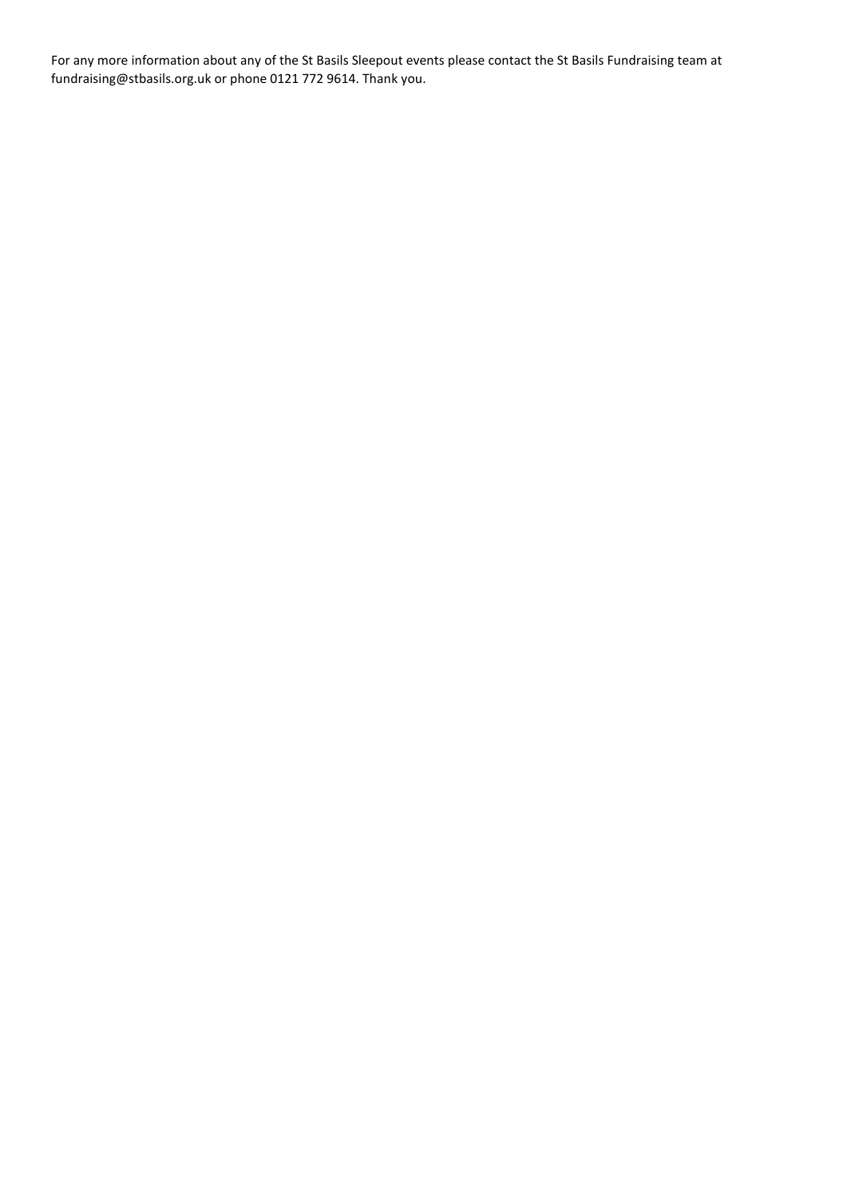For any more information about any of the St Basils Sleepout events please contact the St Basils Fundraising team at fundraising@stbasils.org.uk or phone 0121 772 9614. Thank you.